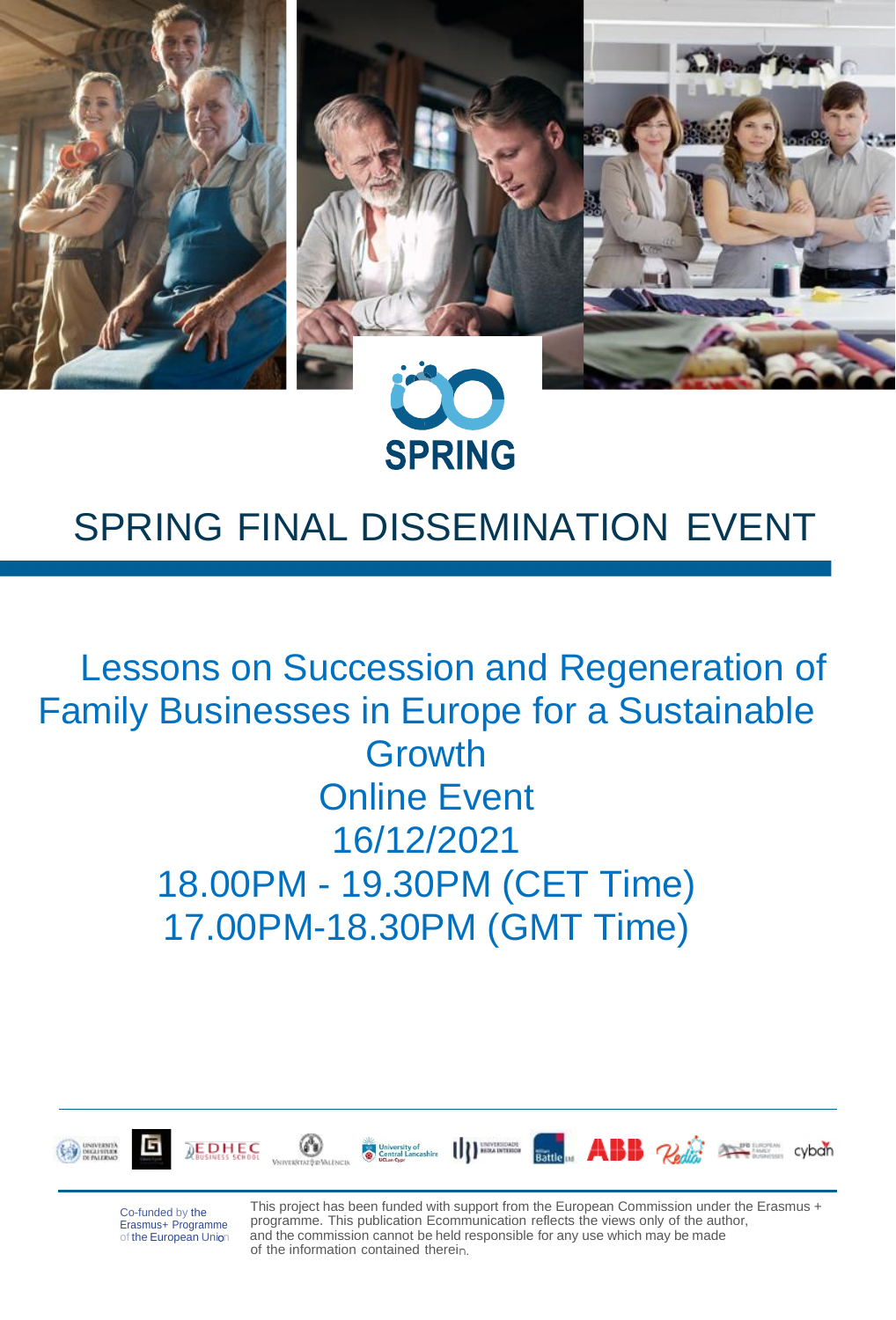SPRING

# SPRING FINAL DISSEMINATION EVENT

## Lessons on Succession and Regeneration of Family Businesses in Europe for a Sustainable Growth

Online Event

16/12/2021

18.00PM - 19.30PM (CET Time)

17.00PM-18.30PM (GMT Time)

Co-funded by the Erasmus+ Programme of the European Union

This project has been funded with support from the European Commission under the Erasmus + programme. This publication Ecommunication reflects the views only of the author, and the commission cannot be held responsible for any use which may be made of the information contained therein.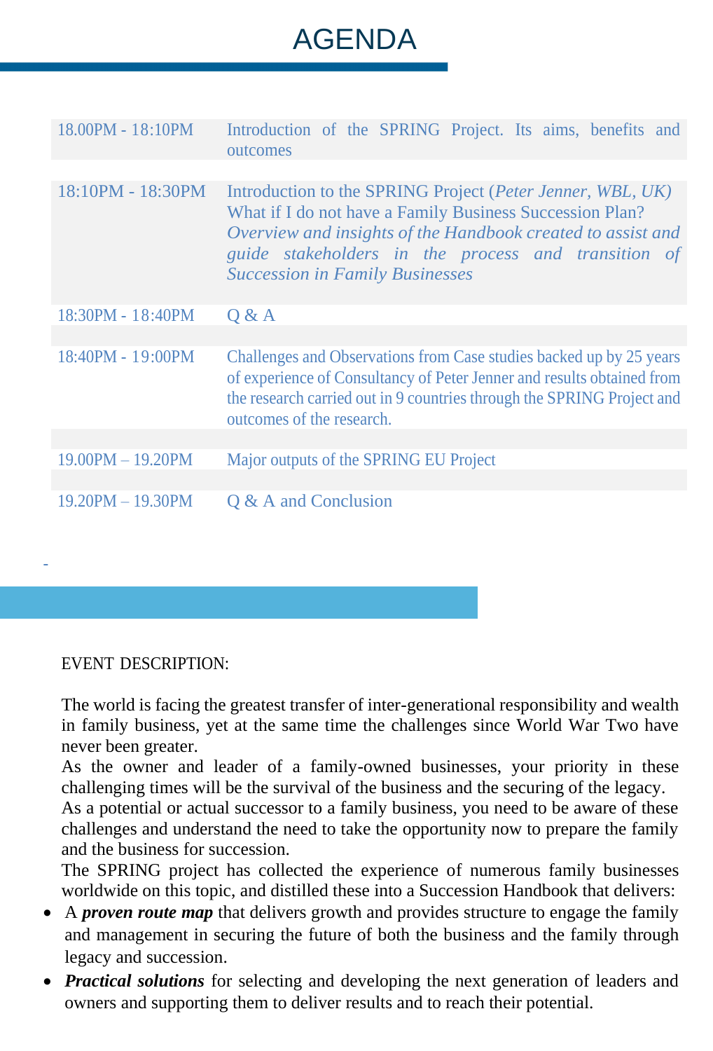# AGENDA

| Time | Session |
|---|---|
| 18.00PM - 18:10PM | Introduction of the SPRING Project. Its aims, benefits and outcomes |
| 18:10PM - 18:30PM | Introduction to the SPRING Project (*Peter Jenner, WBL, UK*) What if I do not have a Family Business Succession Plan? *Overview and insights of the Handbook created to assist and guide stakeholders in the process and transition of Succession in Family Businesses* |
| 18:30PM - 18:40PM | Q & A |
| 18:40PM - 19:00PM | Challenges and Observations from Case studies backed up by 25 years of experience of Consultancy of Peter Jenner and results obtained from the research carried out in 9 countries through the SPRING Project and outcomes of the research. |
| 19.00PM – 19.20PM | Major outputs of the SPRING EU Project |
| 19.20PM – 19.30PM | Q & A and Conclusion |

-

EVENT DESCRIPTION:

The world is facing the greatest transfer of inter-generational responsibility and wealth in family business, yet at the same time the challenges since World War Two have never been greater.
As the owner and leader of a family-owned businesses, your priority in these challenging times will be the survival of the business and the securing of the legacy.
As a potential or actual successor to a family business, you need to be aware of these challenges and understand the need to take the opportunity now to prepare the family and the business for succession.
The SPRING project has collected the experience of numerous family businesses worldwide on this topic, and distilled these into a Succession Handbook that delivers:

- A ***proven route map*** that delivers growth and provides structure to engage the family and management in securing the future of both the business and the family through legacy and succession.
- ***Practical solutions*** for selecting and developing the next generation of leaders and owners and supporting them to deliver results and to reach their potential.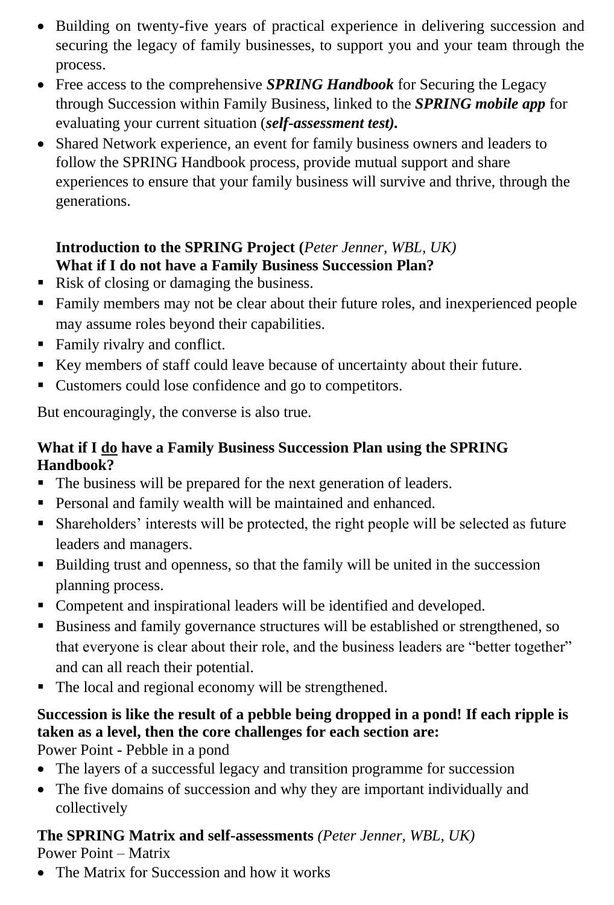- Building on twenty-five years of practical experience in delivering succession and securing the legacy of family businesses, to support you and your team through the process.
- Free access to the comprehensive ***SPRING Handbook*** for Securing the Legacy through Succession within Family Business, linked to the ***SPRING mobile app*** for evaluating your current situation (***self-assessment test).***
- Shared Network experience, an event for family business owners and leaders to follow the SPRING Handbook process, provide mutual support and share experiences to ensure that your family business will survive and thrive, through the generations.

**Introduction to the SPRING Project (***Peter Jenner, WBL, UK)*
**What if I do not have a Family Business Succession Plan?**

- Risk of closing or damaging the business.
- Family members may not be clear about their future roles, and inexperienced people may assume roles beyond their capabilities.
- Family rivalry and conflict.
- Key members of staff could leave because of uncertainty about their future.
- Customers could lose confidence and go to competitors.

But encouragingly, the converse is also true.

**What if I <u>do</u> have a Family Business Succession Plan using the SPRING Handbook?**

- The business will be prepared for the next generation of leaders.
- Personal and family wealth will be maintained and enhanced.
- Shareholders' interests will be protected, the right people will be selected as future leaders and managers.
- Building trust and openness, so that the family will be united in the succession planning process.
- Competent and inspirational leaders will be identified and developed.
- Business and family governance structures will be established or strengthened, so that everyone is clear about their role, and the business leaders are "better together" and can all reach their potential.
- The local and regional economy will be strengthened.

**Succession is like the result of a pebble being dropped in a pond! If each ripple is taken as a level, then the core challenges for each section are:**
Power Point - Pebble in a pond

- The layers of a successful legacy and transition programme for succession
- The five domains of succession and why they are important individually and collectively

**The SPRING Matrix and self-assessments** *(Peter Jenner, WBL, UK)*
Power Point – Matrix

- The Matrix for Succession and how it works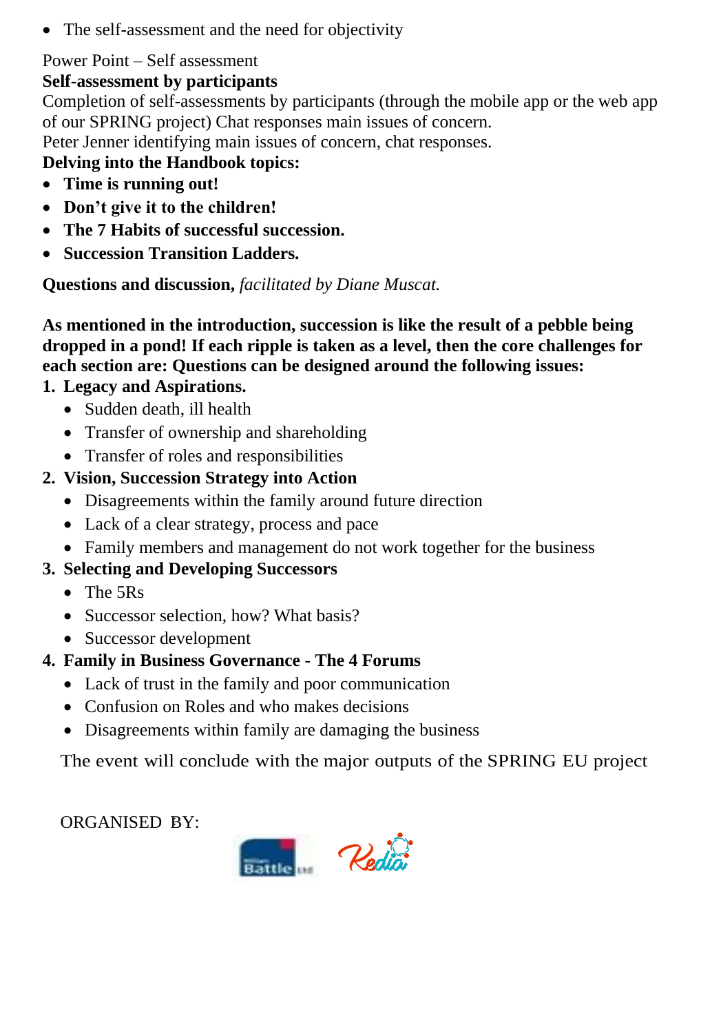- The self-assessment and the need for objectivity

Power Point – Self assessment

**Self-assessment by participants**

Completion of self-assessments by participants (through the mobile app or the web app of our SPRING project) Chat responses main issues of concern.

Peter Jenner identifying main issues of concern, chat responses.

**Delving into the Handbook topics:**

- **Time is running out!**
- **Don't give it to the children!**
- **The 7 Habits of successful succession.**
- **Succession Transition Ladders.**

**Questions and discussion,** *facilitated by Diane Muscat.*

**As mentioned in the introduction, succession is like the result of a pebble being dropped in a pond! If each ripple is taken as a level, then the core challenges for each section are: Questions can be designed around the following issues:**

1. **Legacy and Aspirations.**
   - Sudden death, ill health
   - Transfer of ownership and shareholding
   - Transfer of roles and responsibilities
2. **Vision, Succession Strategy into Action**
   - Disagreements within the family around future direction
   - Lack of a clear strategy, process and pace
   - Family members and management do not work together for the business
3. **Selecting and Developing Successors**
   - The 5Rs
   - Successor selection, how? What basis?
   - Successor development
4. **Family in Business Governance - The 4 Forums**
   - Lack of trust in the family and poor communication
   - Confusion on Roles and who makes decisions
   - Disagreements within family are damaging the business

The event will conclude with the major outputs of the SPRING EU project

ORGANISED BY: